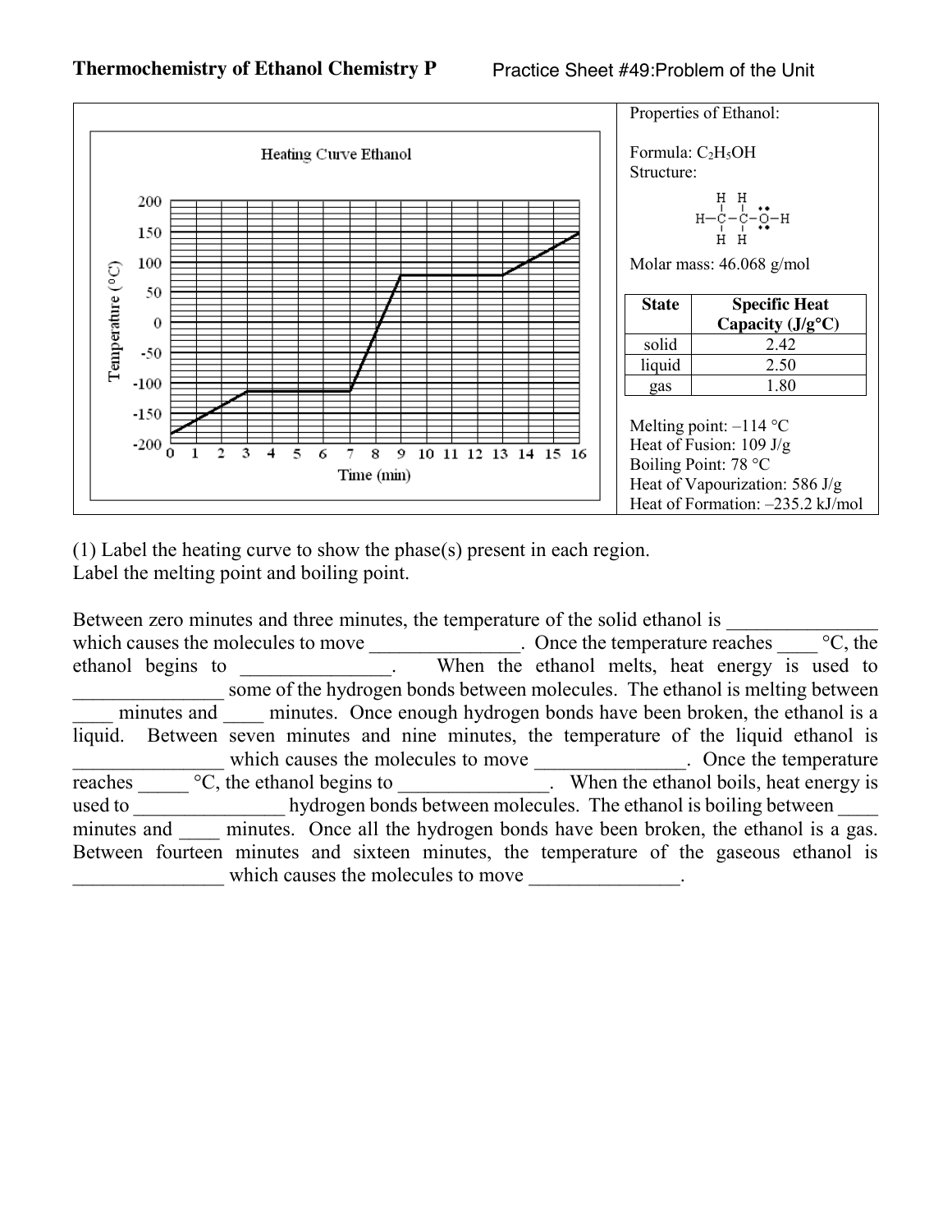**Thermochemistry of Ethanol Chemistry P** Practice Sheet #49:Problem of the Unit

Properties of Ethanol:

Formula: $C_2H_5OH$
Structure:

Molar mass: 46.068 g/mol

| State | Specific Heat Capacity (J/g°C) |
|---|---|
| solid | 2.42 |
| liquid | 2.50 |
| gas | 1.80 |

Melting point: –114 °C
Heat of Fusion: 109 J/g
Boiling Point: 78 °C
Heat of Vapourization: 586 J/g
Heat of Formation: –235.2 kJ/mol

(1) Label the heating curve to show the phase(s) present in each region.
Label the melting point and boiling point.

Between zero minutes and three minutes, the temperature of the solid ethanol is _______________ which causes the molecules to move _______________. Once the temperature reaches ____ °C, the ethanol begins to _______________. When the ethanol melts, heat energy is used to _______________ some of the hydrogen bonds between molecules. The ethanol is melting between ____ minutes and ____ minutes. Once enough hydrogen bonds have been broken, the ethanol is a liquid. Between seven minutes and nine minutes, the temperature of the liquid ethanol is _______________ which causes the molecules to move _______________. Once the temperature reaches _____ °C, the ethanol begins to _______________. When the ethanol boils, heat energy is used to _______________ hydrogen bonds between molecules. The ethanol is boiling between ____ minutes and ____ minutes. Once all the hydrogen bonds have been broken, the ethanol is a gas. Between fourteen minutes and sixteen minutes, the temperature of the gaseous ethanol is _______________ which causes the molecules to move _______________.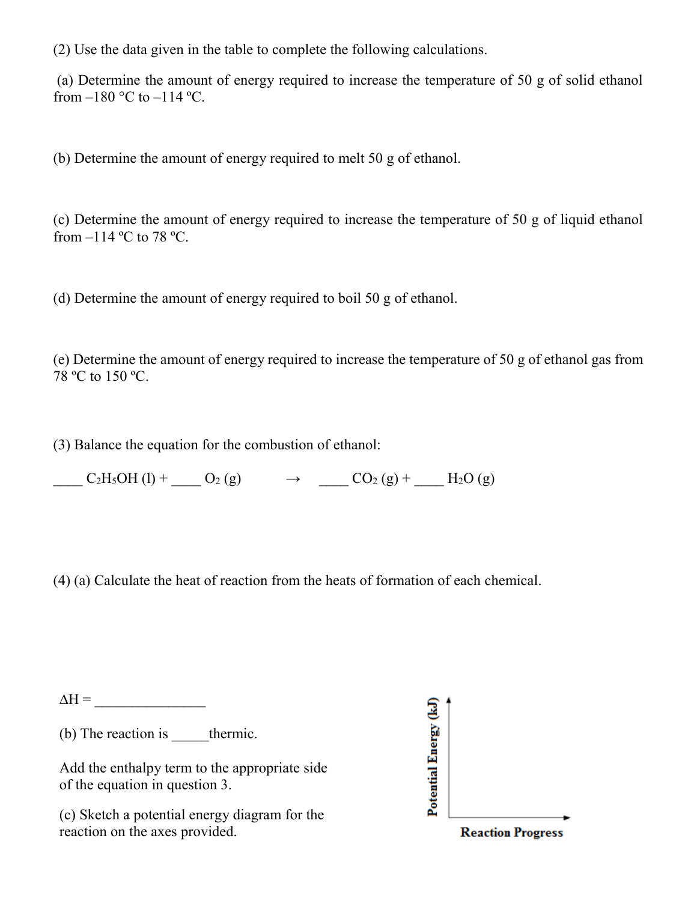(2) Use the data given in the table to complete the following calculations.

(a) Determine the amount of energy required to increase the temperature of 50 g of solid ethanol from –180 °C to –114 ºC.

(b) Determine the amount of energy required to melt 50 g of ethanol.

(c) Determine the amount of energy required to increase the temperature of 50 g of liquid ethanol from –114 ºC to 78 ºC.

(d) Determine the amount of energy required to boil 50 g of ethanol.

(e) Determine the amount of energy required to increase the temperature of 50 g of ethanol gas from 78 ºC to 150 ºC.

(3) Balance the equation for the combustion of ethanol:

____ $C_2H_5OH$ (l) + ____ $O_2$ (g) $\rightarrow$ ____ $CO_2$ (g) + ____ $H_2O$ (g)

(4) (a) Calculate the heat of reaction from the heats of formation of each chemical.

ΔH = _______________

(b) The reaction is _____thermic.

Add the enthalpy term to the appropriate side of the equation in question 3.

(c) Sketch a potential energy diagram for the reaction on the axes provided.

Potential Energy (kJ)

Reaction Progress